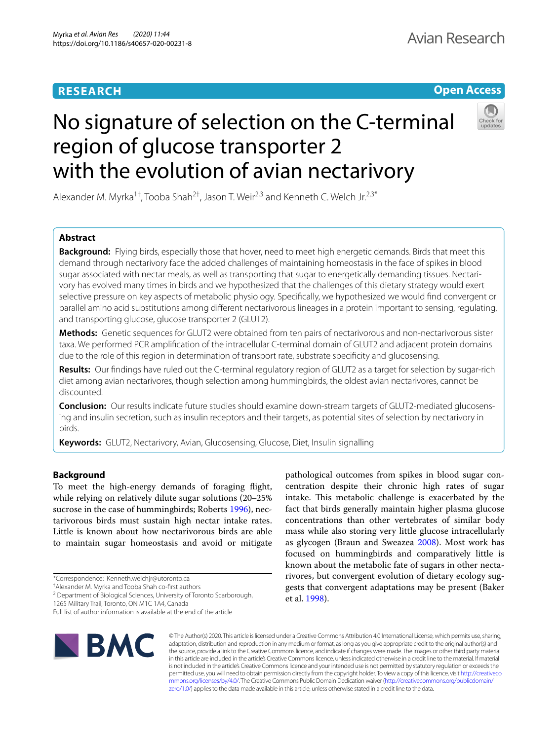**RESEARCH** **Open Access**

# No signature of selection on the C-terminal region of glucose transporter 2 with the evolution of avian nectarivory

Alexander M. Myrka[1†], Tooba Shah[2†], Jason T. Weir[2,3] and Kenneth C. Welch Jr.[2,3*]

## Abstract

**Background:** Flying birds, especially those that hover, need to meet high energetic demands. Birds that meet this demand through nectarivory face the added challenges of maintaining homeostasis in the face of spikes in blood sugar associated with nectar meals, as well as transporting that sugar to energetically demanding tissues. Nectarivory has evolved many times in birds and we hypothesized that the challenges of this dietary strategy would exert selective pressure on key aspects of metabolic physiology. Specifically, we hypothesized we would find convergent or parallel amino acid substitutions among different nectarivorous lineages in a protein important to sensing, regulating, and transporting glucose, glucose transporter 2 (GLUT2).

**Methods:** Genetic sequences for GLUT2 were obtained from ten pairs of nectarivorous and non-nectarivorous sister taxa. We performed PCR amplification of the intracellular C-terminal domain of GLUT2 and adjacent protein domains due to the role of this region in determination of transport rate, substrate specificity and glucosensing.

**Results:** Our findings have ruled out the C-terminal regulatory region of GLUT2 as a target for selection by sugar-rich diet among avian nectarivores, though selection among hummingbirds, the oldest avian nectarivores, cannot be discounted.

**Conclusion:** Our results indicate future studies should examine down-stream targets of GLUT2-mediated glucosensing and insulin secretion, such as insulin receptors and their targets, as potential sites of selection by nectarivory in birds.

**Keywords:** GLUT2, Nectarivory, Avian, Glucosensing, Glucose, Diet, Insulin signalling

## Background

To meet the high-energy demands of foraging flight, while relying on relatively dilute sugar solutions (20–25% sucrose in the case of hummingbirds; Roberts 1996), nectarivorous birds must sustain high nectar intake rates. Little is known about how nectarivorous birds are able to maintain sugar homeostasis and avoid or mitigate pathological outcomes from spikes in blood sugar concentration despite their chronic high rates of sugar intake. This metabolic challenge is exacerbated by the fact that birds generally maintain higher plasma glucose concentrations than other vertebrates of similar body mass while also storing very little glucose intracellularly as glycogen (Braun and Sweazea 2008). Most work has focused on hummingbirds and comparatively little is known about the metabolic fate of sugars in other nectarivores, but convergent evolution of dietary ecology suggests that convergent adaptations may be present (Baker et al. 1998).

*Correspondence: Kenneth.welchjr@utoronto.ca
†Alexander M. Myrka and Tooba Shah co-first authors
[2] Department of Biological Sciences, University of Toronto Scarborough, 1265 Military Trail, Toronto, ON M1C 1A4, Canada
Full list of author information is available at the end of the article

© The Author(s) 2020. This article is licensed under a Creative Commons Attribution 4.0 International License, which permits use, sharing, adaptation, distribution and reproduction in any medium or format, as long as you give appropriate credit to the original author(s) and the source, provide a link to the Creative Commons licence, and indicate if changes were made. The images or other third party material in this article are included in the article's Creative Commons licence, unless indicated otherwise in a credit line to the material. If material is not included in the article's Creative Commons licence and your intended use is not permitted by statutory regulation or exceeds the permitted use, you will need to obtain permission directly from the copyright holder. To view a copy of this licence, visit http://creativecommons.org/licenses/by/4.0/. The Creative Commons Public Domain Dedication waiver (http://creativecommons.org/publicdomain/zero/1.0/) applies to the data made available in this article, unless otherwise stated in a credit line to the data.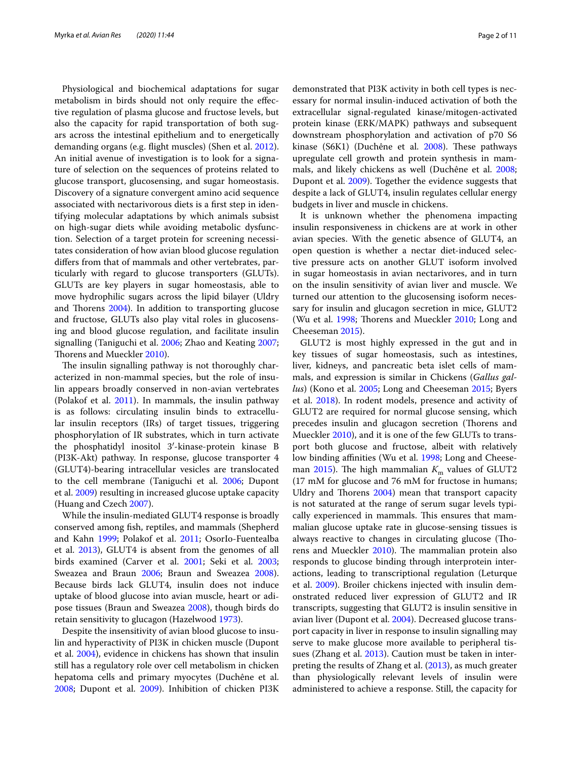Physiological and biochemical adaptations for sugar metabolism in birds should not only require the effective regulation of plasma glucose and fructose levels, but also the capacity for rapid transportation of both sugars across the intestinal epithelium and to energetically demanding organs (e.g. flight muscles) (Shen et al. 2012). An initial avenue of investigation is to look for a signature of selection on the sequences of proteins related to glucose transport, glucosensing, and sugar homeostasis. Discovery of a signature convergent amino acid sequence associated with nectarivorous diets is a first step in identifying molecular adaptations by which animals subsist on high-sugar diets while avoiding metabolic dysfunction. Selection of a target protein for screening necessitates consideration of how avian blood glucose regulation differs from that of mammals and other vertebrates, particularly with regard to glucose transporters (GLUTs). GLUTs are key players in sugar homeostasis, able to move hydrophilic sugars across the lipid bilayer (Uldry and Thorens 2004). In addition to transporting glucose and fructose, GLUTs also play vital roles in glucosensing and blood glucose regulation, and facilitate insulin signalling (Taniguchi et al. 2006; Zhao and Keating 2007; Thorens and Mueckler 2010).

The insulin signalling pathway is not thoroughly characterized in non-mammal species, but the role of insulin appears broadly conserved in non-avian vertebrates (Polakof et al. 2011). In mammals, the insulin pathway is as follows: circulating insulin binds to extracellular insulin receptors (IRs) of target tissues, triggering phosphorylation of IR substrates, which in turn activate the phosphatidyl inositol 3′-kinase-protein kinase B (PI3K-Akt) pathway. In response, glucose transporter 4 (GLUT4)-bearing intracellular vesicles are translocated to the cell membrane (Taniguchi et al. 2006; Dupont et al. 2009) resulting in increased glucose uptake capacity (Huang and Czech 2007).

While the insulin-mediated GLUT4 response is broadly conserved among fish, reptiles, and mammals (Shepherd and Kahn 1999; Polakof et al. 2011; OsorIo-Fuentealba et al. 2013), GLUT4 is absent from the genomes of all birds examined (Carver et al. 2001; Seki et al. 2003; Sweazea and Braun 2006; Braun and Sweazea 2008). Because birds lack GLUT4, insulin does not induce uptake of blood glucose into avian muscle, heart or adipose tissues (Braun and Sweazea 2008), though birds do retain sensitivity to glucagon (Hazelwood 1973).

Despite the insensitivity of avian blood glucose to insulin and hyperactivity of PI3K in chicken muscle (Dupont et al. 2004), evidence in chickens has shown that insulin still has a regulatory role over cell metabolism in chicken hepatoma cells and primary myocytes (Duchêne et al. 2008; Dupont et al. 2009). Inhibition of chicken PI3K demonstrated that PI3K activity in both cell types is necessary for normal insulin-induced activation of both the extracellular signal-regulated kinase/mitogen-activated protein kinase (ERK/MAPK) pathways and subsequent downstream phosphorylation and activation of p70 S6 kinase (S6K1) (Duchêne et al. 2008). These pathways upregulate cell growth and protein synthesis in mammals, and likely chickens as well (Duchêne et al. 2008; Dupont et al. 2009). Together the evidence suggests that despite a lack of GLUT4, insulin regulates cellular energy budgets in liver and muscle in chickens.

It is unknown whether the phenomena impacting insulin responsiveness in chickens are at work in other avian species. With the genetic absence of GLUT4, an open question is whether a nectar diet-induced selective pressure acts on another GLUT isoform involved in sugar homeostasis in avian nectarivores, and in turn on the insulin sensitivity of avian liver and muscle. We turned our attention to the glucosensing isoform necessary for insulin and glucagon secretion in mice, GLUT2 (Wu et al. 1998; Thorens and Mueckler 2010; Long and Cheeseman 2015).

GLUT2 is most highly expressed in the gut and in key tissues of sugar homeostasis, such as intestines, liver, kidneys, and pancreatic beta islet cells of mammals, and expression is similar in Chickens (*Gallus gallus*) (Kono et al. 2005; Long and Cheeseman 2015; Byers et al. 2018). In rodent models, presence and activity of GLUT2 are required for normal glucose sensing, which precedes insulin and glucagon secretion (Thorens and Mueckler 2010), and it is one of the few GLUTs to transport both glucose and fructose, albeit with relatively low binding affinities (Wu et al. 1998; Long and Cheeseman 2015). The high mammalian $K_m$ values of GLUT2 (17 mM for glucose and 76 mM for fructose in humans; Uldry and Thorens 2004) mean that transport capacity is not saturated at the range of serum sugar levels typically experienced in mammals. This ensures that mammalian glucose uptake rate in glucose-sensing tissues is always reactive to changes in circulating glucose (Thorens and Mueckler 2010). The mammalian protein also responds to glucose binding through interprotein interactions, leading to transcriptional regulation (Leturque et al. 2009). Broiler chickens injected with insulin demonstrated reduced liver expression of GLUT2 and IR transcripts, suggesting that GLUT2 is insulin sensitive in avian liver (Dupont et al. 2004). Decreased glucose transport capacity in liver in response to insulin signalling may serve to make glucose more available to peripheral tissues (Zhang et al. 2013). Caution must be taken in interpreting the results of Zhang et al. (2013), as much greater than physiologically relevant levels of insulin were administered to achieve a response. Still, the capacity for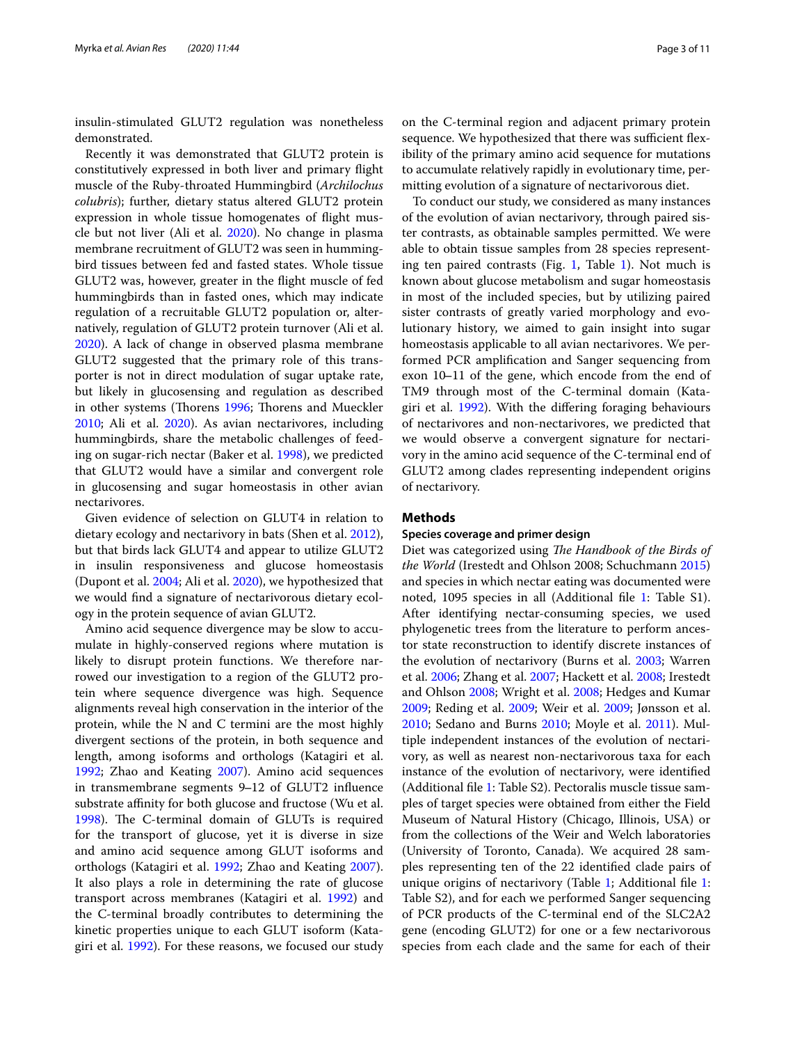insulin-stimulated GLUT2 regulation was nonetheless demonstrated.

Recently it was demonstrated that GLUT2 protein is constitutively expressed in both liver and primary flight muscle of the Ruby-throated Hummingbird (*Archilochus colubris*); further, dietary status altered GLUT2 protein expression in whole tissue homogenates of flight muscle but not liver (Ali et al. 2020). No change in plasma membrane recruitment of GLUT2 was seen in hummingbird tissues between fed and fasted states. Whole tissue GLUT2 was, however, greater in the flight muscle of fed hummingbirds than in fasted ones, which may indicate regulation of a recruitable GLUT2 population or, alternatively, regulation of GLUT2 protein turnover (Ali et al. 2020). A lack of change in observed plasma membrane GLUT2 suggested that the primary role of this transporter is not in direct modulation of sugar uptake rate, but likely in glucosensing and regulation as described in other systems (Thorens 1996; Thorens and Mueckler 2010; Ali et al. 2020). As avian nectarivores, including hummingbirds, share the metabolic challenges of feeding on sugar-rich nectar (Baker et al. 1998), we predicted that GLUT2 would have a similar and convergent role in glucosensing and sugar homeostasis in other avian nectarivores.

Given evidence of selection on GLUT4 in relation to dietary ecology and nectarivory in bats (Shen et al. 2012), but that birds lack GLUT4 and appear to utilize GLUT2 in insulin responsiveness and glucose homeostasis (Dupont et al. 2004; Ali et al. 2020), we hypothesized that we would find a signature of nectarivorous dietary ecology in the protein sequence of avian GLUT2.

Amino acid sequence divergence may be slow to accumulate in highly-conserved regions where mutation is likely to disrupt protein functions. We therefore narrowed our investigation to a region of the GLUT2 protein where sequence divergence was high. Sequence alignments reveal high conservation in the interior of the protein, while the N and C termini are the most highly divergent sections of the protein, in both sequence and length, among isoforms and orthologs (Katagiri et al. 1992; Zhao and Keating 2007). Amino acid sequences in transmembrane segments 9–12 of GLUT2 influence substrate affinity for both glucose and fructose (Wu et al. 1998). The C-terminal domain of GLUTs is required for the transport of glucose, yet it is diverse in size and amino acid sequence among GLUT isoforms and orthologs (Katagiri et al. 1992; Zhao and Keating 2007). It also plays a role in determining the rate of glucose transport across membranes (Katagiri et al. 1992) and the C-terminal broadly contributes to determining the kinetic properties unique to each GLUT isoform (Katagiri et al. 1992). For these reasons, we focused our study on the C-terminal region and adjacent primary protein sequence. We hypothesized that there was sufficient flexibility of the primary amino acid sequence for mutations to accumulate relatively rapidly in evolutionary time, permitting evolution of a signature of nectarivorous diet.

To conduct our study, we considered as many instances of the evolution of avian nectarivory, through paired sister contrasts, as obtainable samples permitted. We were able to obtain tissue samples from 28 species representing ten paired contrasts (Fig. 1, Table 1). Not much is known about glucose metabolism and sugar homeostasis in most of the included species, but by utilizing paired sister contrasts of greatly varied morphology and evolutionary history, we aimed to gain insight into sugar homeostasis applicable to all avian nectarivores. We performed PCR amplification and Sanger sequencing from exon 10–11 of the gene, which encode from the end of TM9 through most of the C-terminal domain (Katagiri et al. 1992). With the differing foraging behaviours of nectarivores and non-nectarivores, we predicted that we would observe a convergent signature for nectarivory in the amino acid sequence of the C-terminal end of GLUT2 among clades representing independent origins of nectarivory.

## Methods

### Species coverage and primer design

Diet was categorized using *The Handbook of the Birds of the World* (Irestedt and Ohlson 2008; Schuchmann 2015) and species in which nectar eating was documented were noted, 1095 species in all (Additional file 1: Table S1). After identifying nectar-consuming species, we used phylogenetic trees from the literature to perform ancestor state reconstruction to identify discrete instances of the evolution of nectarivory (Burns et al. 2003; Warren et al. 2006; Zhang et al. 2007; Hackett et al. 2008; Irestedt and Ohlson 2008; Wright et al. 2008; Hedges and Kumar 2009; Reding et al. 2009; Weir et al. 2009; Jønsson et al. 2010; Sedano and Burns 2010; Moyle et al. 2011). Multiple independent instances of the evolution of nectarivory, as well as nearest non-nectarivorous taxa for each instance of the evolution of nectarivory, were identified (Additional file 1: Table S2). Pectoralis muscle tissue samples of target species were obtained from either the Field Museum of Natural History (Chicago, Illinois, USA) or from the collections of the Weir and Welch laboratories (University of Toronto, Canada). We acquired 28 samples representing ten of the 22 identified clade pairs of unique origins of nectarivory (Table 1; Additional file 1: Table S2), and for each we performed Sanger sequencing of PCR products of the C-terminal end of the SLC2A2 gene (encoding GLUT2) for one or a few nectarivorous species from each clade and the same for each of their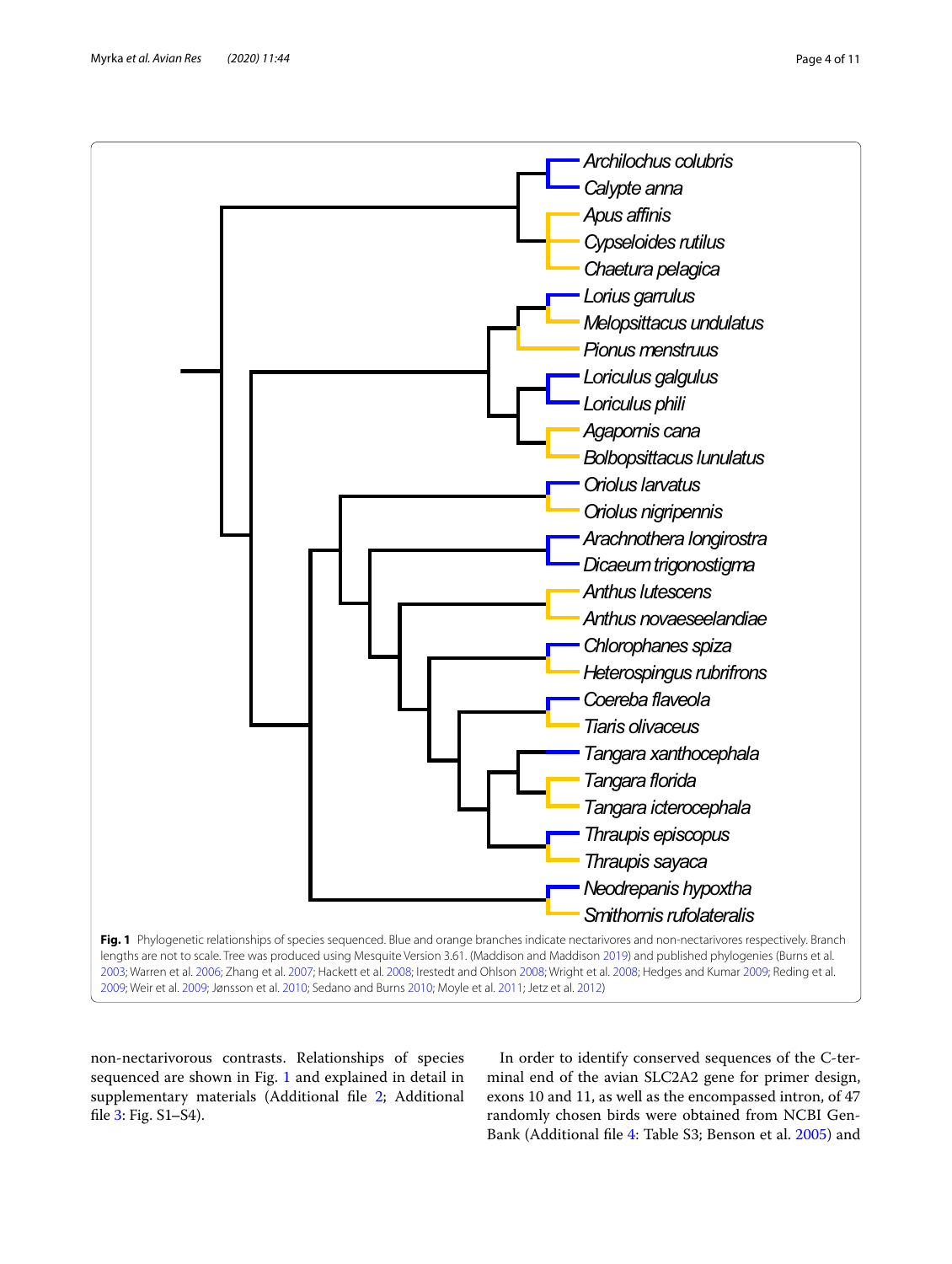**Fig. 1** Phylogenetic relationships of species sequenced. Blue and orange branches indicate nectarivores and non-nectarivores respectively. Branch lengths are not to scale. Tree was produced using Mesquite Version 3.61. (Maddison and Maddison 2019) and published phylogenies (Burns et al. 2003; Warren et al. 2006; Zhang et al. 2007; Hackett et al. 2008; Irestedt and Ohlson 2008; Wright et al. 2008; Hedges and Kumar 2009; Reding et al. 2009; Weir et al. 2009; Jønsson et al. 2010; Sedano and Burns 2010; Moyle et al. 2011; Jetz et al. 2012)

non-nectarivorous contrasts. Relationships of species sequenced are shown in Fig. 1 and explained in detail in supplementary materials (Additional file 2; Additional file 3: Fig. S1–S4).

In order to identify conserved sequences of the C-terminal end of the avian SLC2A2 gene for primer design, exons 10 and 11, as well as the encompassed intron, of 47 randomly chosen birds were obtained from NCBI GenBank (Additional file 4: Table S3; Benson et al. 2005) and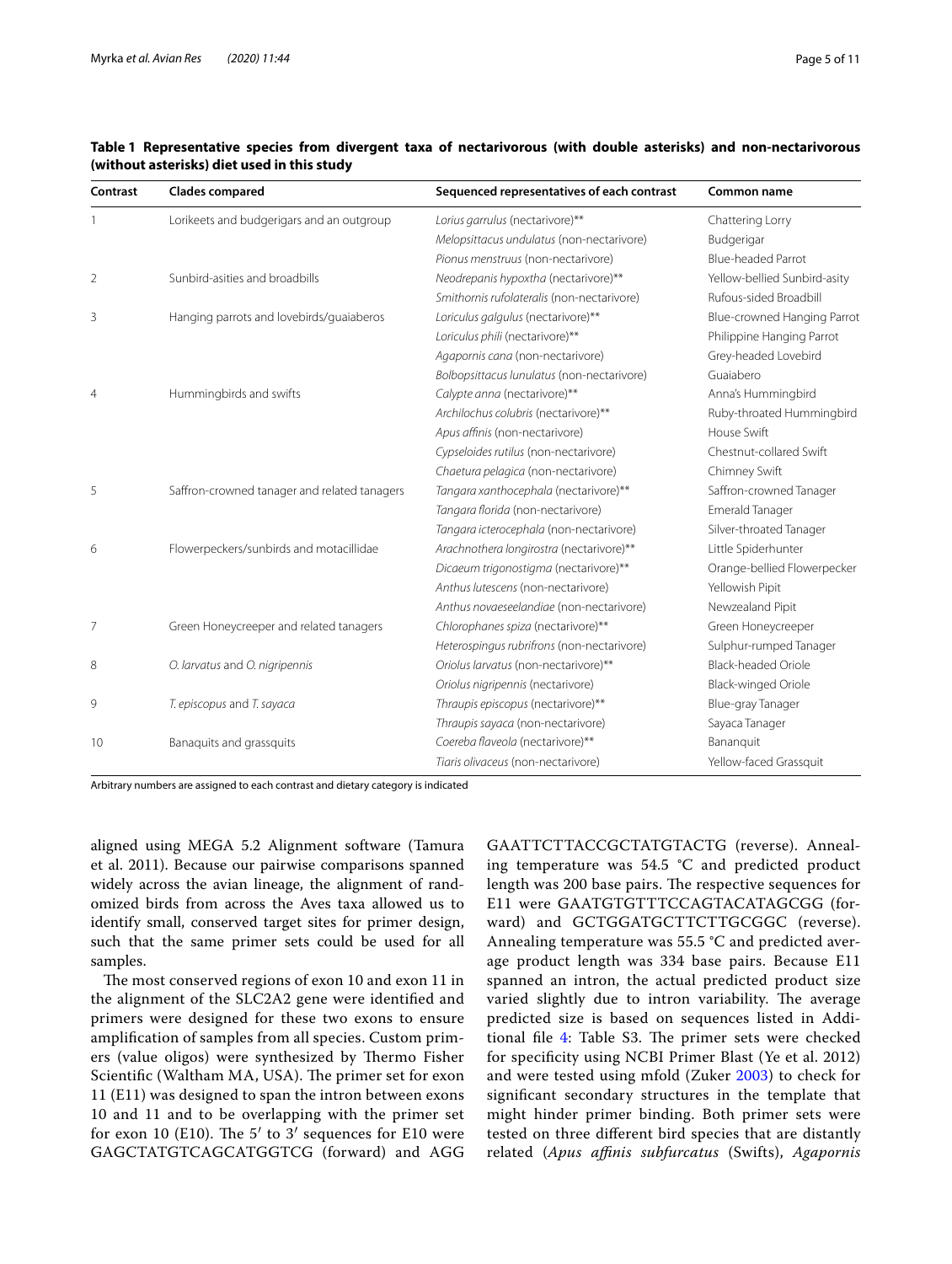**Table 1 Representative species from divergent taxa of nectarivorous (with double asterisks) and non-nectarivorous (without asterisks) diet used in this study**

| Contrast | Clades compared | Sequenced representatives of each contrast | Common name |
|---|---|---|---|
| 1 | Lorikeets and budgerigars and an outgroup | *Lorius garrulus* (nectarivore)** | Chattering Lorry |
| | | *Melopsittacus undulatus* (non-nectarivore) | Budgerigar |
| | | *Pionus menstruus* (non-nectarivore) | Blue-headed Parrot |
| 2 | Sunbird-asities and broadbills | *Neodrepanis hypoxtha* (nectarivore)** | Yellow-bellied Sunbird-asity |
| | | *Smithornis rufolateralis* (non-nectarivore) | Rufous-sided Broadbill |
| 3 | Hanging parrots and lovebirds/guaiaberos | *Loriculus galgulus* (nectarivore)** | Blue-crowned Hanging Parrot |
| | | *Loriculus phili* (nectarivore)** | Philippine Hanging Parrot |
| | | *Agapornis cana* (non-nectarivore) | Grey-headed Lovebird |
| | | *Bolbopsittacus lunulatus* (non-nectarivore) | Guaiabero |
| 4 | Hummingbirds and swifts | *Calypte anna* (nectarivore)** | Anna's Hummingbird |
| | | *Archilochus colubris* (nectarivore)** | Ruby-throated Hummingbird |
| | | *Apus affinis* (non-nectarivore) | House Swift |
| | | *Cypseloides rutilus* (non-nectarivore) | Chestnut-collared Swift |
| | | *Chaetura pelagica* (non-nectarivore) | Chimney Swift |
| 5 | Saffron-crowned tanager and related tanagers | *Tangara xanthocephala* (nectarivore)** | Saffron-crowned Tanager |
| | | *Tangara florida* (non-nectarivore) | Emerald Tanager |
| | | *Tangara icterocephala* (non-nectarivore) | Silver-throated Tanager |
| 6 | Flowerpeckers/sunbirds and motacillidae | *Arachnothera longirostra* (nectarivore)** | Little Spiderhunter |
| | | *Dicaeum trigonostigma* (nectarivore)** | Orange-bellied Flowerpecker |
| | | *Anthus lutescens* (non-nectarivore) | Yellowish Pipit |
| | | *Anthus novaeseelandiae* (non-nectarivore) | Newzealand Pipit |
| 7 | Green Honeycreeper and related tanagers | *Chlorophanes spiza* (nectarivore)** | Green Honeycreeper |
| | | *Heterospingus rubrifrons* (non-nectarivore) | Sulphur-rumped Tanager |
| 8 | *O. larvatus* and *O. nigripennis* | *Oriolus larvatus* (non-nectarivore)** | Black-headed Oriole |
| | | *Oriolus nigripennis* (nectarivore) | Black-winged Oriole |
| 9 | *T. episcopus* and *T. sayaca* | *Thraupis episcopus* (nectarivore)** | Blue-gray Tanager |
| | | *Thraupis sayaca* (non-nectarivore) | Sayaca Tanager |
| 10 | Banaquits and grassquits | *Coereba flaveola* (nectarivore)** | Bananquit |
| | | *Tiaris olivaceus* (non-nectarivore) | Yellow-faced Grassquit |

Arbitrary numbers are assigned to each contrast and dietary category is indicated

aligned using MEGA 5.2 Alignment software (Tamura et al. 2011). Because our pairwise comparisons spanned widely across the avian lineage, the alignment of randomized birds from across the Aves taxa allowed us to identify small, conserved target sites for primer design, such that the same primer sets could be used for all samples.

The most conserved regions of exon 10 and exon 11 in the alignment of the SLC2A2 gene were identified and primers were designed for these two exons to ensure amplification of samples from all species. Custom primers (value oligos) were synthesized by Thermo Fisher Scientific (Waltham MA, USA). The primer set for exon 11 (E11) was designed to span the intron between exons 10 and 11 and to be overlapping with the primer set for exon 10 (E10). The 5′ to 3′ sequences for E10 were GAGCTATGTCAGCATGGTCG (forward) and AGGGAATTCTTACCGCTATGTACTG (reverse). Annealing temperature was 54.5 °C and predicted product length was 200 base pairs. The respective sequences for E11 were GAATGTGTTTCCAGTACATAGCGG (forward) and GCTGGATGCTTCTTGCGGC (reverse). Annealing temperature was 55.5 °C and predicted average product length was 334 base pairs. Because E11 spanned an intron, the actual predicted product size varied slightly due to intron variability. The average predicted size is based on sequences listed in Additional file 4: Table S3. The primer sets were checked for specificity using NCBI Primer Blast (Ye et al. 2012) and were tested using mfold (Zuker 2003) to check for significant secondary structures in the template that might hinder primer binding. Both primer sets were tested on three different bird species that are distantly related (*Apus affinis subfurcatus* (Swifts), *Agapornis*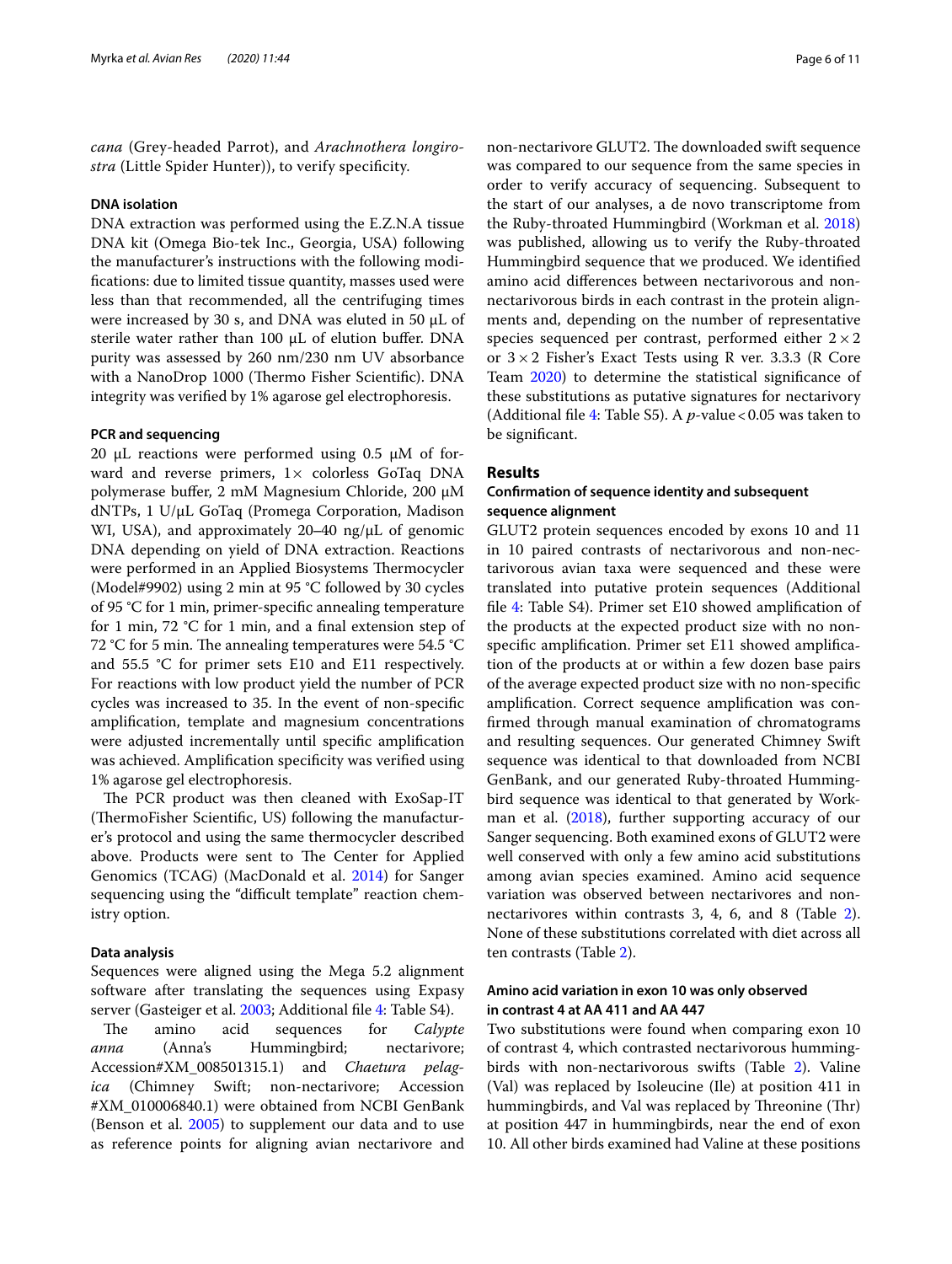*cana* (Grey-headed Parrot), and *Arachnothera longirostra* (Little Spider Hunter)), to verify specificity.

### DNA isolation

DNA extraction was performed using the E.Z.N.A tissue DNA kit (Omega Bio-tek Inc., Georgia, USA) following the manufacturer's instructions with the following modifications: due to limited tissue quantity, masses used were less than that recommended, all the centrifuging times were increased by 30 s, and DNA was eluted in 50 µL of sterile water rather than 100 µL of elution buffer. DNA purity was assessed by 260 nm/230 nm UV absorbance with a NanoDrop 1000 (Thermo Fisher Scientific). DNA integrity was verified by 1% agarose gel electrophoresis.

### PCR and sequencing

20 µL reactions were performed using 0.5 µM of forward and reverse primers, 1× colorless GoTaq DNA polymerase buffer, 2 mM Magnesium Chloride, 200 µM dNTPs, 1 U/µL GoTaq (Promega Corporation, Madison WI, USA), and approximately 20–40 ng/µL of genomic DNA depending on yield of DNA extraction. Reactions were performed in an Applied Biosystems Thermocycler (Model#9902) using 2 min at 95 °C followed by 30 cycles of 95 °C for 1 min, primer-specific annealing temperature for 1 min, 72 °C for 1 min, and a final extension step of 72 °C for 5 min. The annealing temperatures were 54.5 °C and 55.5 °C for primer sets E10 and E11 respectively. For reactions with low product yield the number of PCR cycles was increased to 35. In the event of non-specific amplification, template and magnesium concentrations were adjusted incrementally until specific amplification was achieved. Amplification specificity was verified using 1% agarose gel electrophoresis.

The PCR product was then cleaned with ExoSap-IT (ThermoFisher Scientific, US) following the manufacturer's protocol and using the same thermocycler described above. Products were sent to The Center for Applied Genomics (TCAG) (MacDonald et al. 2014) for Sanger sequencing using the "difficult template" reaction chemistry option.

### Data analysis

Sequences were aligned using the Mega 5.2 alignment software after translating the sequences using Expasy server (Gasteiger et al. 2003; Additional file 4: Table S4).

The amino acid sequences for *Calypte anna* (Anna's Hummingbird; nectarivore; Accession#XM_008501315.1) and *Chaetura pelagica* (Chimney Swift; non-nectarivore; Accession #XM_010006840.1) were obtained from NCBI GenBank (Benson et al. 2005) to supplement our data and to use as reference points for aligning avian nectarivore and non-nectarivore GLUT2. The downloaded swift sequence was compared to our sequence from the same species in order to verify accuracy of sequencing. Subsequent to the start of our analyses, a de novo transcriptome from the Ruby-throated Hummingbird (Workman et al. 2018) was published, allowing us to verify the Ruby-throated Hummingbird sequence that we produced. We identified amino acid differences between nectarivorous and non-nectarivorous birds in each contrast in the protein alignments and, depending on the number of representative species sequenced per contrast, performed either 2 × 2 or 3 × 2 Fisher's Exact Tests using R ver. 3.3.3 (R Core Team 2020) to determine the statistical significance of these substitutions as putative signatures for nectarivory (Additional file 4: Table S5). A *p*-value < 0.05 was taken to be significant.

## Results

### Confirmation of sequence identity and subsequent sequence alignment

GLUT2 protein sequences encoded by exons 10 and 11 in 10 paired contrasts of nectarivorous and non-nectarivorous avian taxa were sequenced and these were translated into putative protein sequences (Additional file 4: Table S4). Primer set E10 showed amplification of the products at the expected product size with no non-specific amplification. Primer set E11 showed amplification of the products at or within a few dozen base pairs of the average expected product size with no non-specific amplification. Correct sequence amplification was confirmed through manual examination of chromatograms and resulting sequences. Our generated Chimney Swift sequence was identical to that downloaded from NCBI GenBank, and our generated Ruby-throated Hummingbird sequence was identical to that generated by Workman et al. (2018), further supporting accuracy of our Sanger sequencing. Both examined exons of GLUT2 were well conserved with only a few amino acid substitutions among avian species examined. Amino acid sequence variation was observed between nectarivores and non-nectarivores within contrasts 3, 4, 6, and 8 (Table 2). None of these substitutions correlated with diet across all ten contrasts (Table 2).

### Amino acid variation in exon 10 was only observed in contrast 4 at AA 411 and AA 447

Two substitutions were found when comparing exon 10 of contrast 4, which contrasted nectarivorous hummingbirds with non-nectarivorous swifts (Table 2). Valine (Val) was replaced by Isoleucine (Ile) at position 411 in hummingbirds, and Val was replaced by Threonine (Thr) at position 447 in hummingbirds, near the end of exon 10. All other birds examined had Valine at these positions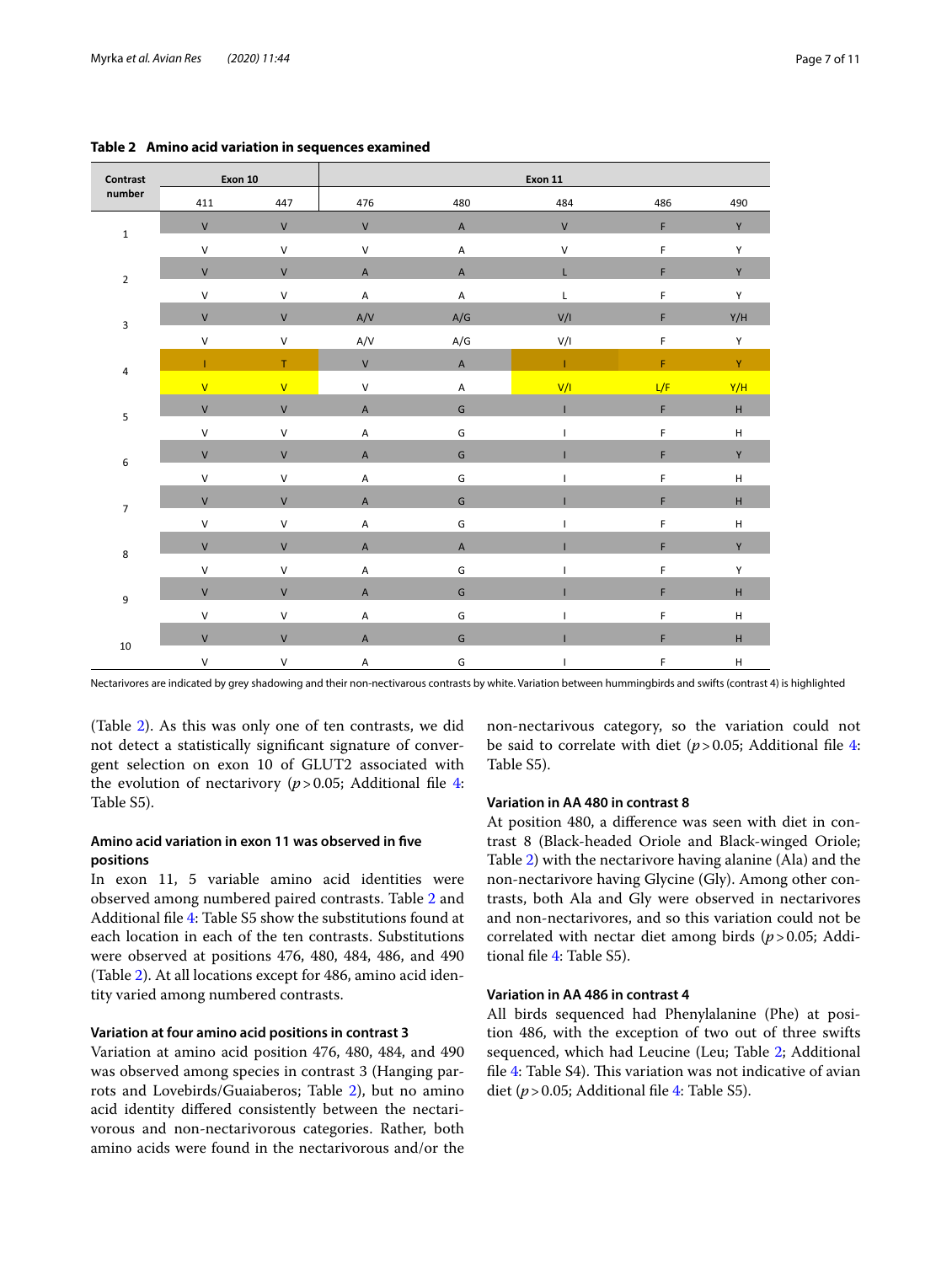**Table 2 Amino acid variation in sequences examined**

| Contrast number | Exon 10 | | Exon 11 | | | | |
|---|---|---|---|---|---|---|---|
| | 411 | 447 | 476 | 480 | 484 | 486 | 490 |
| 1 | V | V | V | A | V | F | Y |
| | V | V | V | A | V | F | Y |
| 2 | V | V | A | A | L | F | Y |
| | V | V | A | A | L | F | Y |
| 3 | V | V | A/V | A/G | V/I | F | Y/H |
| | V | V | A/V | A/G | V/I | F | Y |
| 4 | I | T | V | A | I | F | Y |
| | V | V | V | A | V/I | L/F | Y/H |
| 5 | V | V | A | G | I | F | H |
| | V | V | A | G | I | F | H |
| 6 | V | V | A | G | I | F | Y |
| | V | V | A | G | I | F | H |
| 7 | V | V | A | G | I | F | H |
| | V | V | A | G | I | F | H |
| 8 | V | V | A | A | I | F | Y |
| | V | V | A | G | I | F | Y |
| 9 | V | V | A | G | I | F | H |
| | V | V | A | G | I | F | H |
| 10 | V | V | A | G | I | F | H |
| | V | V | A | G | I | F | H |

Nectarivores are indicated by grey shadowing and their non-nectivarous contrasts by white. Variation between hummingbirds and swifts (contrast 4) is highlighted

(Table 2). As this was only one of ten contrasts, we did not detect a statistically significant signature of convergent selection on exon 10 of GLUT2 associated with the evolution of nectarivory ($p > 0.05$; Additional file 4: Table S5).

### Amino acid variation in exon 11 was observed in five positions

In exon 11, 5 variable amino acid identities were observed among numbered paired contrasts. Table 2 and Additional file 4: Table S5 show the substitutions found at each location in each of the ten contrasts. Substitutions were observed at positions 476, 480, 484, 486, and 490 (Table 2). At all locations except for 486, amino acid identity varied among numbered contrasts.

#### Variation at four amino acid positions in contrast 3

Variation at amino acid position 476, 480, 484, and 490 was observed among species in contrast 3 (Hanging parrots and Lovebirds/Guaiaberos; Table 2), but no amino acid identity differed consistently between the nectarivorous and non-nectarivorous categories. Rather, both amino acids were found in the nectarivorous and/or the non-nectarivorous category, so the variation could not be said to correlate with diet ($p > 0.05$; Additional file 4: Table S5).

#### Variation in AA 480 in contrast 8

At position 480, a difference was seen with diet in contrast 8 (Black-headed Oriole and Black-winged Oriole; Table 2) with the nectarivore having alanine (Ala) and the non-nectarivore having Glycine (Gly). Among other contrasts, both Ala and Gly were observed in nectarivores and non-nectarivores, and so this variation could not be correlated with nectar diet among birds ($p > 0.05$; Additional file 4: Table S5).

#### Variation in AA 486 in contrast 4

All birds sequenced had Phenylalanine (Phe) at position 486, with the exception of two out of three swifts sequenced, which had Leucine (Leu; Table 2; Additional file 4: Table S4). This variation was not indicative of avian diet ($p > 0.05$; Additional file 4: Table S5).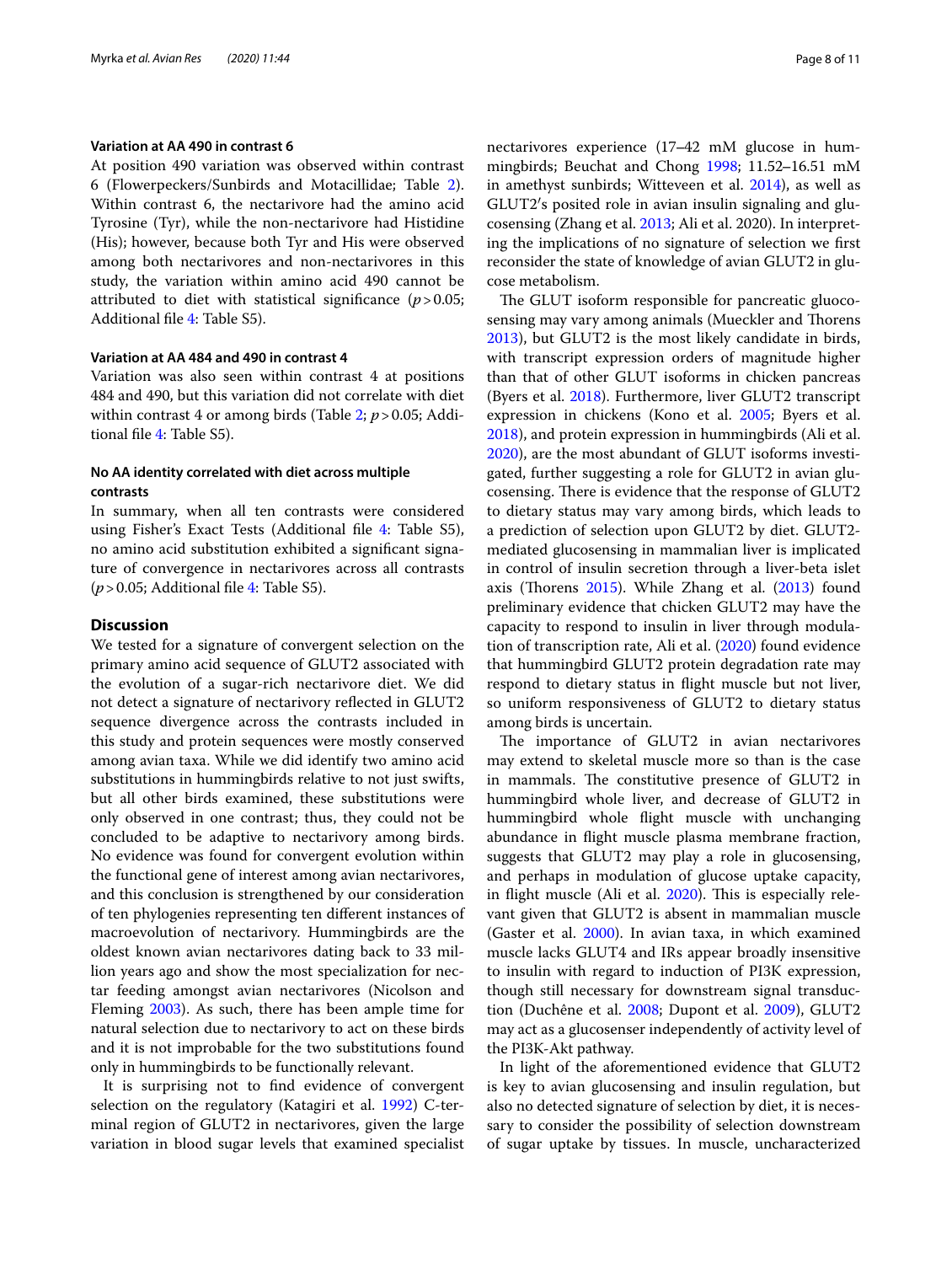#### Variation at AA 490 in contrast 6

At position 490 variation was observed within contrast 6 (Flowerpeckers/Sunbirds and Motacillidae; Table 2). Within contrast 6, the nectarivore had the amino acid Tyrosine (Tyr), while the non-nectarivore had Histidine (His); however, because both Tyr and His were observed among both nectarivores and non-nectarivores in this study, the variation within amino acid 490 cannot be attributed to diet with statistical significance ($p > 0.05$; Additional file 4: Table S5).

#### Variation at AA 484 and 490 in contrast 4

Variation was also seen within contrast 4 at positions 484 and 490, but this variation did not correlate with diet within contrast 4 or among birds (Table 2; $p > 0.05$; Additional file 4: Table S5).

### No AA identity correlated with diet across multiple contrasts

In summary, when all ten contrasts were considered using Fisher's Exact Tests (Additional file 4: Table S5), no amino acid substitution exhibited a significant signature of convergence in nectarivores across all contrasts ($p > 0.05$; Additional file 4: Table S5).

## Discussion

We tested for a signature of convergent selection on the primary amino acid sequence of GLUT2 associated with the evolution of a sugar-rich nectarivore diet. We did not detect a signature of nectarivory reflected in GLUT2 sequence divergence across the contrasts included in this study and protein sequences were mostly conserved among avian taxa. While we did identify two amino acid substitutions in hummingbirds relative to not just swifts, but all other birds examined, these substitutions were only observed in one contrast; thus, they could not be concluded to be adaptive to nectarivory among birds. No evidence was found for convergent evolution within the functional gene of interest among avian nectarivores, and this conclusion is strengthened by our consideration of ten phylogenies representing ten different instances of macroevolution of nectarivory. Hummingbirds are the oldest known avian nectarivores dating back to 33 million years ago and show the most specialization for nectar feeding amongst avian nectarivores (Nicolson and Fleming 2003). As such, there has been ample time for natural selection due to nectarivory to act on these birds and it is not improbable for the two substitutions found only in hummingbirds to be functionally relevant.

It is surprising not to find evidence of convergent selection on the regulatory (Katagiri et al. 1992) C-terminal region of GLUT2 in nectarivores, given the large variation in blood sugar levels that examined specialist nectarivores experience (17–42 mM glucose in hummingbirds; Beuchat and Chong 1998; 11.52–16.51 mM in amethyst sunbirds; Witteveen et al. 2014), as well as GLUT2's posited role in avian insulin signaling and glucosensing (Zhang et al. 2013; Ali et al. 2020). In interpreting the implications of no signature of selection we first reconsider the state of knowledge of avian GLUT2 in glucose metabolism.

The GLUT isoform responsible for pancreatic glucosensing may vary among animals (Mueckler and Thorens 2013), but GLUT2 is the most likely candidate in birds, with transcript expression orders of magnitude higher than that of other GLUT isoforms in chicken pancreas (Byers et al. 2018). Furthermore, liver GLUT2 transcript expression in chickens (Kono et al. 2005; Byers et al. 2018), and protein expression in hummingbirds (Ali et al. 2020), are the most abundant of GLUT isoforms investigated, further suggesting a role for GLUT2 in avian glucosensing. There is evidence that the response of GLUT2 to dietary status may vary among birds, which leads to a prediction of selection upon GLUT2 by diet. GLUT2-mediated glucosensing in mammalian liver is implicated in control of insulin secretion through a liver-beta islet axis (Thorens 2015). While Zhang et al. (2013) found preliminary evidence that chicken GLUT2 may have the capacity to respond to insulin in liver through modulation of transcription rate, Ali et al. (2020) found evidence that hummingbird GLUT2 protein degradation rate may respond to dietary status in flight muscle but not liver, so uniform responsiveness of GLUT2 to dietary status among birds is uncertain.

The importance of GLUT2 in avian nectarivores may extend to skeletal muscle more so than is the case in mammals. The constitutive presence of GLUT2 in hummingbird whole liver, and decrease of GLUT2 in hummingbird whole flight muscle with unchanging abundance in flight muscle plasma membrane fraction, suggests that GLUT2 may play a role in glucosensing, and perhaps in modulation of glucose uptake capacity, in flight muscle (Ali et al. 2020). This is especially relevant given that GLUT2 is absent in mammalian muscle (Gaster et al. 2000). In avian taxa, in which examined muscle lacks GLUT4 and IRs appear broadly insensitive to insulin with regard to induction of PI3K expression, though still necessary for downstream signal transduction (Duchêne et al. 2008; Dupont et al. 2009), GLUT2 may act as a glucosenser independently of activity level of the PI3K-Akt pathway.

In light of the aforementioned evidence that GLUT2 is key to avian glucosensing and insulin regulation, but also no detected signature of selection by diet, it is necessary to consider the possibility of selection downstream of sugar uptake by tissues. In muscle, uncharacterized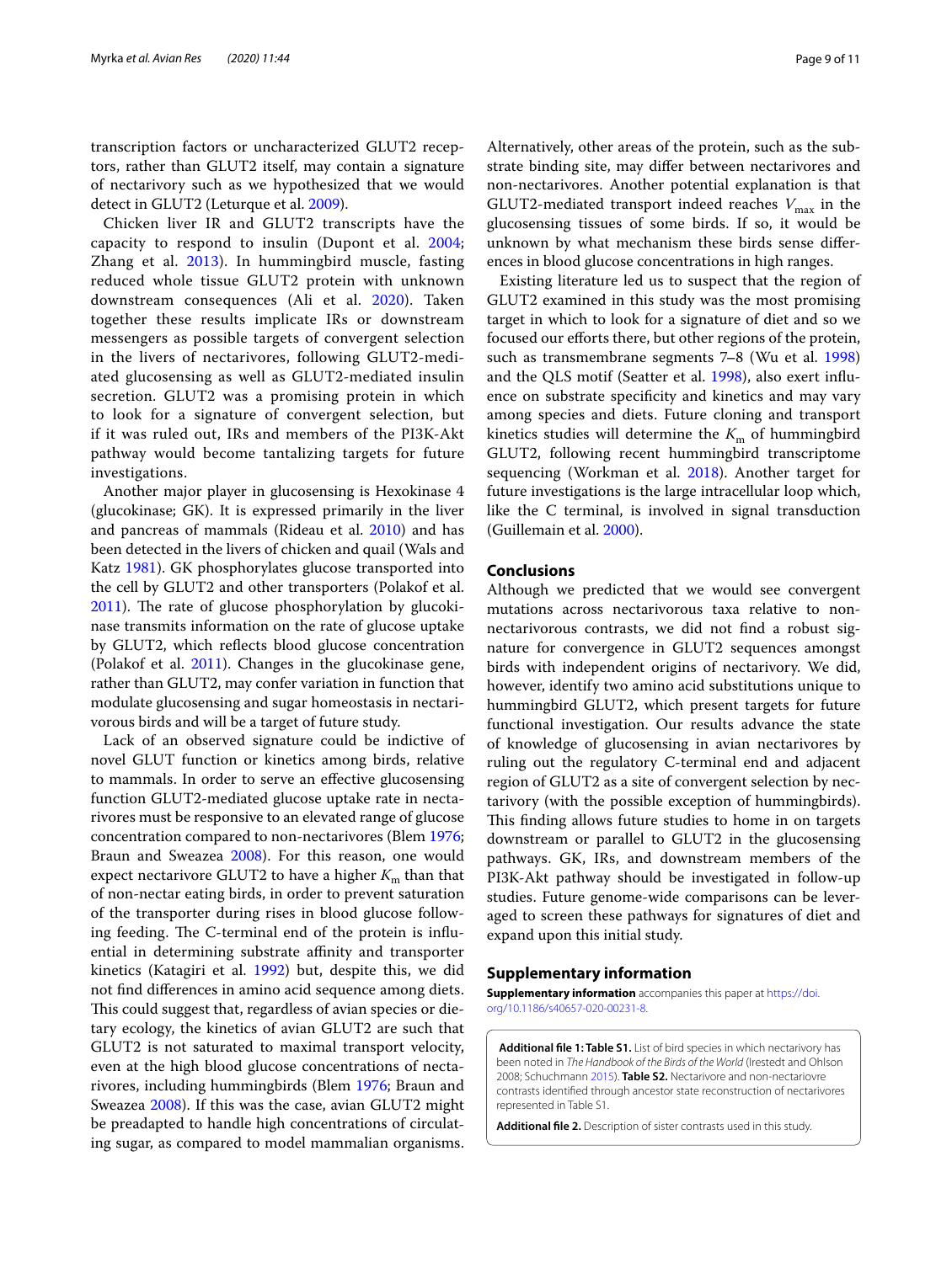transcription factors or uncharacterized GLUT2 receptors, rather than GLUT2 itself, may contain a signature of nectarivory such as we hypothesized that we would detect in GLUT2 (Leturque et al. 2009).

Chicken liver IR and GLUT2 transcripts have the capacity to respond to insulin (Dupont et al. 2004; Zhang et al. 2013). In hummingbird muscle, fasting reduced whole tissue GLUT2 protein with unknown downstream consequences (Ali et al. 2020). Taken together these results implicate IRs or downstream messengers as possible targets of convergent selection in the livers of nectarivores, following GLUT2-mediated glucosensing as well as GLUT2-mediated insulin secretion. GLUT2 was a promising protein in which to look for a signature of convergent selection, but if it was ruled out, IRs and members of the PI3K-Akt pathway would become tantalizing targets for future investigations.

Another major player in glucosensing is Hexokinase 4 (glucokinase; GK). It is expressed primarily in the liver and pancreas of mammals (Rideau et al. 2010) and has been detected in the livers of chicken and quail (Wals and Katz 1981). GK phosphorylates glucose transported into the cell by GLUT2 and other transporters (Polakof et al. 2011). The rate of glucose phosphorylation by glucokinase transmits information on the rate of glucose uptake by GLUT2, which reflects blood glucose concentration (Polakof et al. 2011). Changes in the glucokinase gene, rather than GLUT2, may confer variation in function that modulate glucosensing and sugar homeostasis in nectarivorous birds and will be a target of future study.

Lack of an observed signature could be indictive of novel GLUT function or kinetics among birds, relative to mammals. In order to serve an effective glucosensing function GLUT2-mediated glucose uptake rate in nectarivores must be responsive to an elevated range of glucose concentration compared to non-nectarivores (Blem 1976; Braun and Sweazea 2008). For this reason, one would expect nectarivore GLUT2 to have a higher $K_m$ than that of non-nectar eating birds, in order to prevent saturation of the transporter during rises in blood glucose following feeding. The C-terminal end of the protein is influential in determining substrate affinity and transporter kinetics (Katagiri et al. 1992) but, despite this, we did not find differences in amino acid sequence among diets. This could suggest that, regardless of avian species or dietary ecology, the kinetics of avian GLUT2 are such that GLUT2 is not saturated to maximal transport velocity, even at the high blood glucose concentrations of nectarivores, including hummingbirds (Blem 1976; Braun and Sweazea 2008). If this was the case, avian GLUT2 might be preadapted to handle high concentrations of circulating sugar, as compared to model mammalian organisms. Alternatively, other areas of the protein, such as the substrate binding site, may differ between nectarivores and non-nectarivores. Another potential explanation is that GLUT2-mediated transport indeed reaches $V_{max}$ in the glucosensing tissues of some birds. If so, it would be unknown by what mechanism these birds sense differences in blood glucose concentrations in high ranges.

Existing literature led us to suspect that the region of GLUT2 examined in this study was the most promising target in which to look for a signature of diet and so we focused our efforts there, but other regions of the protein, such as transmembrane segments 7–8 (Wu et al. 1998) and the QLS motif (Seatter et al. 1998), also exert influence on substrate specificity and kinetics and may vary among species and diets. Future cloning and transport kinetics studies will determine the $K_m$ of hummingbird GLUT2, following recent hummingbird transcriptome sequencing (Workman et al. 2018). Another target for future investigations is the large intracellular loop which, like the C terminal, is involved in signal transduction (Guillemain et al. 2000).

## Conclusions

Although we predicted that we would see convergent mutations across nectarivorous taxa relative to non-nectarivorous contrasts, we did not find a robust signature for convergence in GLUT2 sequences amongst birds with independent origins of nectarivory. We did, however, identify two amino acid substitutions unique to hummingbird GLUT2, which present targets for future functional investigation. Our results advance the state of knowledge of glucosensing in avian nectarivores by ruling out the regulatory C-terminal end and adjacent region of GLUT2 as a site of convergent selection by nectarivory (with the possible exception of hummingbirds). This finding allows future studies to home in on targets downstream or parallel to GLUT2 in the glucosensing pathways. GK, IRs, and downstream members of the PI3K-Akt pathway should be investigated in follow-up studies. Future genome-wide comparisons can be leveraged to screen these pathways for signatures of diet and expand upon this initial study.

## Supplementary information

**Supplementary information** accompanies this paper at https://doi.org/10.1186/s40657-020-00231-8.

**Additional file 1: Table S1.** List of bird species in which nectarivory has been noted in *The Handbook of the Birds of the World* (Irestedt and Ohlson 2008; Schuchmann 2015). **Table S2.** Nectarivore and non-nectariovre contrasts identified through ancestor state reconstruction of nectarivores represented in Table S1.

**Additional file 2.** Description of sister contrasts used in this study.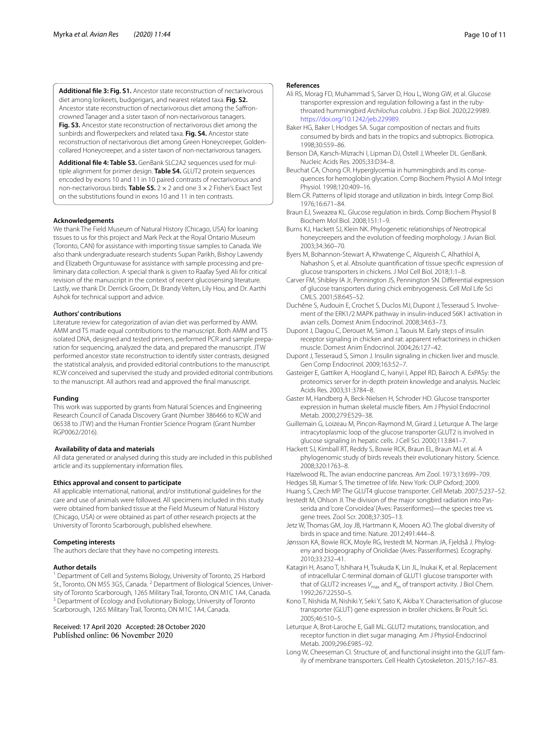**Additional file 3: Fig. S1.** Ancestor state reconstruction of nectarivorous diet among lorikeets, budgerigars, and nearest related taxa. **Fig. S2.** Ancestor state reconstruction of nectarivorous diet among the Saffron-crowned Tanager and a sister taxon of non-nectarivorous tanagers. **Fig. S3.** Ancestor state reconstruction of nectarivorous diet among the sunbirds and flowerpeckers and related taxa. **Fig. S4.** Ancestor state reconstruction of nectarivorous diet among Green Honeycreeper, Golden-collared Honeycreeper, and a sister taxon of non-nectarivorous tanagers.

**Additional file 4: Table S3.** GenBank SLC2A2 sequences used for multiple alignment for primer design. **Table S4.** GLUT2 protein sequences encoded by exons 10 and 11 in 10 paired contrasts of nectarivorous and non-nectarivorous birds. **Table S5.** 2 × 2 and one 3 × 2 Fisher's Exact Test on the substitutions found in exons 10 and 11 in ten contrasts.

#### Acknowledgements

We thank The Field Museum of Natural History (Chicago, USA) for loaning tissues to us for this project and Mark Peck at the Royal Ontario Museum (Toronto, CAN) for assistance with importing tissue samples to Canada. We also thank undergraduate research students Supan Parikh, Bishoy Lawendy and Elizabeth Orguntuwase for assistance with sample processing and preliminary data collection. A special thank is given to Raafay Syed Ali for critical revision of the manuscript in the context of recent glucosensing literature. Lastly, we thank Dr. Derrick Groom, Dr. Brandy Velten, Lily Hou, and Dr. Aarthi Ashok for technical support and advice.

#### Authors' contributions

Literature review for categorization of avian diet was performed by AMM. AMM and TS made equal contributions to the manuscript. Both AMM and TS isolated DNA, designed and tested primers, performed PCR and sample preparation for sequencing, analyzed the data, and prepared the manuscript. JTW performed ancestor state reconstruction to identify sister contrasts, designed the statistical analysis, and provided editorial contributions to the manuscript. KCW conceived and supervised the study and provided editorial contributions to the manuscript. All authors read and approved the final manuscript.

#### Funding

This work was supported by grants from Natural Sciences and Engineering Research Council of Canada Discovery Grant (Number 386466 to KCW and 06538 to JTW) and the Human Frontier Science Program (Grant Number RGP0062/2016).

#### Availability of data and materials

All data generated or analysed during this study are included in this published article and its supplementary information files.

#### Ethics approval and consent to participate

All applicable international, national, and/or institutional guidelines for the care and use of animals were followed. All specimens included in this study were obtained from banked tissue at the Field Museum of Natural History (Chicago, USA) or were obtained as part of other research projects at the University of Toronto Scarborough, published elsewhere.

#### Competing interests

The authors declare that they have no competing interests.

#### Author details

[1] Department of Cell and Systems Biology, University of Toronto, 25 Harbord St., Toronto, ON M5S 3G5, Canada. [2] Department of Biological Sciences, University of Toronto Scarborough, 1265 Military Trail, Toronto, ON M1C 1A4, Canada. [3] Department of Ecology and Evolutionary Biology, University of Toronto Scarborough, 1265 Military Trail, Toronto, ON M1C 1A4, Canada.

Received: 17 April 2020 Accepted: 28 October 2020
Published online: 06 November 2020

#### References

Ali RS, Morag FD, Muhammad S, Sarver D, Hou L, Wong GW, et al. Glucose transporter expression and regulation following a fast in the ruby-throated hummingbird *Archilochus colubris*. J Exp Biol. 2020;22:9989. https://doi.org/10.1242/jeb.229989.

Baker HG, Baker I, Hodges SA. Sugar composition of nectars and fruits consumed by birds and bats in the tropics and subtropics. Biotropica. 1998;30:559–86.

Benson DA, Karsch-Mizrachi I, Lipman DJ, Ostell J, Wheeler DL. GenBank. Nucleic Acids Res. 2005;33:D34–8.

Beuchat CA, Chong CR. Hyperglycemia in hummingbirds and its consequences for hemoglobin glycation. Comp Biochem Physiol A Mol Integr Physiol. 1998;120:409–16.

Blem CR. Patterns of lipid storage and utilization in birds. Integr Comp Biol. 1976;16:671–84.

Braun EJ, Sweazea KL. Glucose regulation in birds. Comp Biochem Physiol B Biochem Mol Biol. 2008;151:1–9.

Burns KJ, Hackett SJ, Klein NK. Phylogenetic relationships of Neotropical honeycreepers and the evolution of feeding morphology. J Avian Biol. 2003;34:360–70.

Byers M, Bohannon-Stewart A, Khwatenge C, Alqureish C, Alhathlol A, Nahashon S, et al. Absolute quantification of tissue specific expression of glucose transporters in chickens. J Mol Cell Biol. 2018;1:1–8.

Carver FM, Shibley IA Jr, Pennington JS, Pennington SN. Differential expression of glucose transporters during chick embryogenesis. Cell Mol Life Sci CMLS. 2001;58:645–52.

Duchêne S, Audouin E, Crochet S, Duclos MJ, Dupont J, Tesseraud S. Involvement of the ERK1/2 MAPK pathway in insulin-induced S6K1 activation in avian cells. Domest Anim Endocrinol. 2008;34:63–73.

Dupont J, Dagou C, Derouet M, Simon J, Taouis M. Early steps of insulin receptor signaling in chicken and rat: apparent refractoriness in chicken muscle. Domest Anim Endocrinol. 2004;26:127–42.

Dupont J, Tesseraud S, Simon J. Insulin signaling in chicken liver and muscle. Gen Comp Endocrinol. 2009;163:52–7.

Gasteiger E, Gattiker A, Hoogland C, Ivanyi I, Appel RD, Bairoch A. ExPASy: the proteomics server for in-depth protein knowledge and analysis. Nucleic Acids Res. 2003;31:3784–8.

Gaster M, Handberg A, Beck-Nielsen H, Schroder HD. Glucose transporter expression in human skeletal muscle fibers. Am J Physiol Endocrinol Metab. 2000;279:E529–38.

Guillemain G, Loizeau M, Pincon-Raymond M, Girard J, Leturque A. The large intracytoplasmic loop of the glucose transporter GLUT2 is involved in glucose signaling in hepatic cells. J Cell Sci. 2000;113:841–7.

Hackett SJ, Kimball RT, Reddy S, Bowie RCK, Braun EL, Braun MJ, et al. A phylogenomic study of birds reveals their evolutionary history. Science. 2008;320:1763–8.

Hazelwood RL. The avian endocrine pancreas. Am Zool. 1973;13:699–709.

Hedges SB, Kumar S. The timetree of life. New York: OUP Oxford; 2009.

Huang S, Czech MP. The GLUT4 glucose transporter. Cell Metab. 2007;5:237–52.

Irestedt M, Ohlson JI. The division of the major songbird radiation into Passerida and 'core Corvoidea' (Aves: Passeriformes)—the species tree vs. gene trees. Zool Scr. 2008;37:305–13.

Jetz W, Thomas GM, Joy JB, Hartmann K, Mooers AO. The global diversity of birds in space and time. Nature. 2012;491:444–8.

Jønsson KA, Bowie RCK, Moyle RG, Irestedt M, Norman JA, Fjeldså J. Phylogeny and biogeography of Oriolidae (Aves: Passeriformes). Ecography. 2010;33:232–41.

Katagiri H, Asano T, Ishihara H, Tsukuda K, Lin JL, Inukai K, et al. Replacement of intracellular C-terminal domain of GLUT1 glucose transporter with that of GLUT2 increases $V_{max}$ and $K_m$ of transport activity. J Biol Chem. 1992;267:22550–5.

Kono T, Nishida M, Nishiki Y, Seki Y, Sato K, Akiba Y. Characterisation of glucose transporter (GLUT) gene expression in broiler chickens. Br Poult Sci. 2005;46:510–5.

Leturque A, Brot-Laroche E, Gall ML. GLUT2 mutations, translocation, and receptor function in diet sugar managing. Am J Physiol-Endocrinol Metab. 2009;296:E985–92.

Long W, Cheeseman CI. Structure of, and functional insight into the GLUT family of membrane transporters. Cell Health Cytoskeleton. 2015;7:167–83.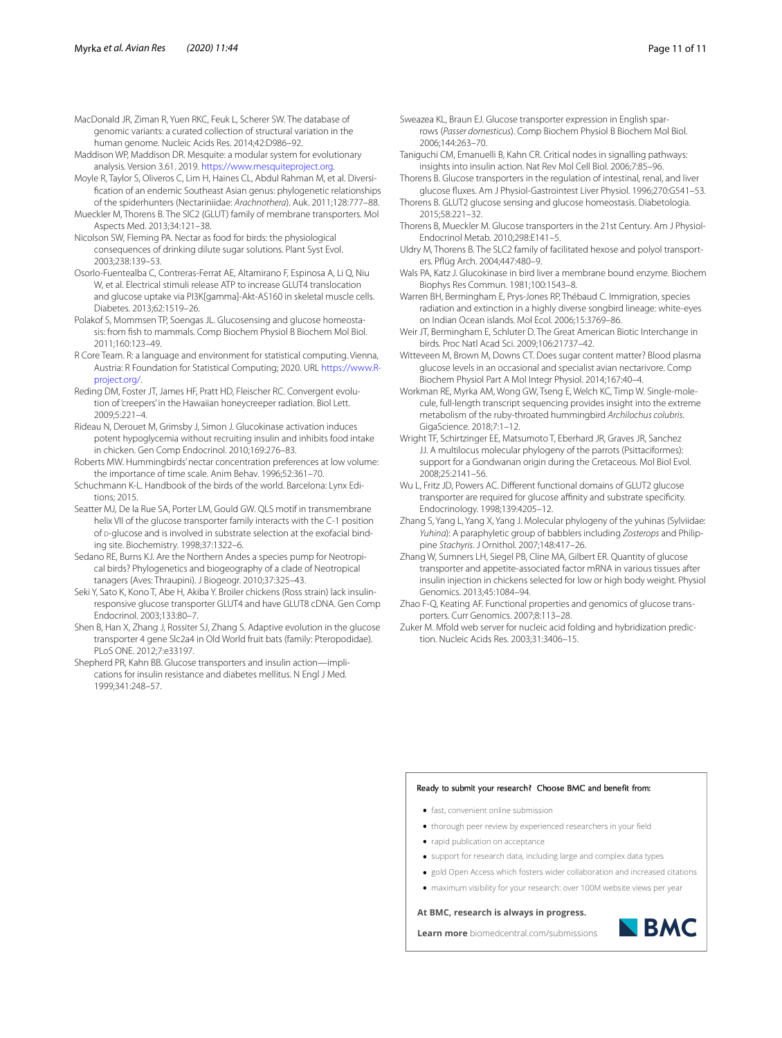MacDonald JR, Ziman R, Yuen RKC, Feuk L, Scherer SW. The database of genomic variants: a curated collection of structural variation in the human genome. Nucleic Acids Res. 2014;42:D986–92.

Maddison WP, Maddison DR. Mesquite: a modular system for evolutionary analysis. Version 3.61. 2019. https://www.mesquiteproject.org.

Moyle R, Taylor S, Oliveros C, Lim H, Haines CL, Abdul Rahman M, et al. Diversification of an endemic Southeast Asian genus: phylogenetic relationships of the spiderhunters (Nectariniidae: *Arachnothera*). Auk. 2011;128:777–88.

Mueckler M, Thorens B. The SlC2 (GLUT) family of membrane transporters. Mol Aspects Med. 2013;34:121–38.

Nicolson SW, Fleming PA. Nectar as food for birds: the physiological consequences of drinking dilute sugar solutions. Plant Syst Evol. 2003;238:139–53.

Osorlo-Fuentealba C, Contreras-Ferrat AE, Altamirano F, Espinosa A, Li Q, Niu W, et al. Electrical stimuli release ATP to increase GLUT4 translocation and glucose uptake via PI3K[gamma]-Akt-AS160 in skeletal muscle cells. Diabetes. 2013;62:1519–26.

Polakof S, Mommsen TP, Soengas JL. Glucosensing and glucose homeostasis: from fish to mammals. Comp Biochem Physiol B Biochem Mol Biol. 2011;160:123–49.

R Core Team. R: a language and environment for statistical computing. Vienna, Austria: R Foundation for Statistical Computing; 2020. URL https://www.R-project.org/.

Reding DM, Foster JT, James HF, Pratt HD, Fleischer RC. Convergent evolution of 'creepers' in the Hawaiian honeycreeper radiation. Biol Lett. 2009;5:221–4.

Rideau N, Derouet M, Grimsby J, Simon J. Glucokinase activation induces potent hypoglycemia without recruiting insulin and inhibits food intake in chicken. Gen Comp Endocrinol. 2010;169:276–83.

Roberts MW. Hummingbirds' nectar concentration preferences at low volume: the importance of time scale. Anim Behav. 1996;52:361–70.

Schuchmann K-L. Handbook of the birds of the world. Barcelona: Lynx Editions; 2015.

Seatter MJ, De la Rue SA, Porter LM, Gould GW. QLS motif in transmembrane helix VII of the glucose transporter family interacts with the C-1 position of D-glucose and is involved in substrate selection at the exofacial binding site. Biochemistry. 1998;37:1322–6.

Sedano RE, Burns KJ. Are the Northern Andes a species pump for Neotropical birds? Phylogenetics and biogeography of a clade of Neotropical tanagers (Aves: Thraupini). J Biogeogr. 2010;37:325–43.

Seki Y, Sato K, Kono T, Abe H, Akiba Y. Broiler chickens (Ross strain) lack insulin-responsive glucose transporter GLUT4 and have GLUT8 cDNA. Gen Comp Endocrinol. 2003;133:80–7.

Shen B, Han X, Zhang J, Rossiter SJ, Zhang S. Adaptive evolution in the glucose transporter 4 gene Slc2a4 in Old World fruit bats (family: Pteropodidae). PLoS ONE. 2012;7:e33197.

Shepherd PR, Kahn BB. Glucose transporters and insulin action—implications for insulin resistance and diabetes mellitus. N Engl J Med. 1999;341:248–57.

Sweazea KL, Braun EJ. Glucose transporter expression in English sparrows (*Passer domesticus*). Comp Biochem Physiol B Biochem Mol Biol. 2006;144:263–70.

Taniguchi CM, Emanuelli B, Kahn CR. Critical nodes in signalling pathways: insights into insulin action. Nat Rev Mol Cell Biol. 2006;7:85–96.

Thorens B. Glucose transporters in the regulation of intestinal, renal, and liver glucose fluxes. Am J Physiol-Gastrointest Liver Physiol. 1996;270:G541–53.

Thorens B. GLUT2 glucose sensing and glucose homeostasis. Diabetologia. 2015;58:221–32.

Thorens B, Mueckler M. Glucose transporters in the 21st Century. Am J Physiol-Endocrinol Metab. 2010;298:E141–5.

Uldry M, Thorens B. The SLC2 family of facilitated hexose and polyol transporters. Pflüg Arch. 2004;447:480–9.

Wals PA, Katz J. Glucokinase in bird liver a membrane bound enzyme. Biochem Biophys Res Commun. 1981;100:1543–8.

Warren BH, Bermingham E, Prys-Jones RP, Thébaud C. Immigration, species radiation and extinction in a highly diverse songbird lineage: white-eyes on Indian Ocean islands. Mol Ecol. 2006;15:3769–86.

Weir JT, Bermingham E, Schluter D. The Great American Biotic Interchange in birds. Proc Natl Acad Sci. 2009;106:21737–42.

Witteveen M, Brown M, Downs CT. Does sugar content matter? Blood plasma glucose levels in an occasional and specialist avian nectarivore. Comp Biochem Physiol Part A Mol Integr Physiol. 2014;167:40–4.

Workman RE, Myrka AM, Wong GW, Tseng E, Welch KC, Timp W. Single-molecule, full-length transcript sequencing provides insight into the extreme metabolism of the ruby-throated hummingbird *Archilochus colubris*. GigaScience. 2018;7:1–12.

Wright TF, Schirtzinger EE, Matsumoto T, Eberhard JR, Graves JR, Sanchez JJ. A multilocus molecular phylogeny of the parrots (Psittaciformes): support for a Gondwanan origin during the Cretaceous. Mol Biol Evol. 2008;25:2141–56.

Wu L, Fritz JD, Powers AC. Different functional domains of GLUT2 glucose transporter are required for glucose affinity and substrate specificity. Endocrinology. 1998;139:4205–12.

Zhang S, Yang L, Yang X, Yang J. Molecular phylogeny of the yuhinas (Sylviidae: *Yuhina*): A paraphyletic group of babblers including *Zosterops* and Philippine *Stachyris*. J Ornithol. 2007;148:417–26.

Zhang W, Sumners LH, Siegel PB, Cline MA, Gilbert ER. Quantity of glucose transporter and appetite-associated factor mRNA in various tissues after insulin injection in chickens selected for low or high body weight. Physiol Genomics. 2013;45:1084–94.

Zhao F-Q, Keating AF. Functional properties and genomics of glucose transporters. Curr Genomics. 2007;8:113–28.

Zuker M. Mfold web server for nucleic acid folding and hybridization prediction. Nucleic Acids Res. 2003;31:3406–15.

Ready to submit your research? Choose BMC and benefit from:

- fast, convenient online submission
- thorough peer review by experienced researchers in your field
- rapid publication on acceptance
- support for research data, including large and complex data types
- gold Open Access which fosters wider collaboration and increased citations
- maximum visibility for your research: over 100M website views per year

**At BMC, research is always in progress.**

**Learn more** biomedcentral.com/submissions

BMC